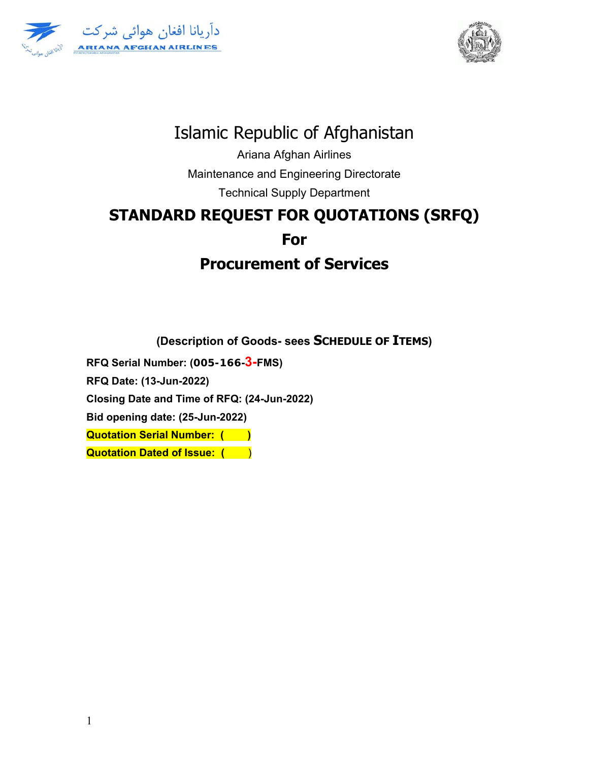دآریانا افغان هوائی شرکت

ARIANA AFGHAN AIRLINES

# Islamic Republic of Afghanistan

Ariana Afghan Airlines

Maintenance and Engineering Directorate

Technical Supply Department

# STANDARD REQUEST FOR QUOTATIONS (SRFQ)

# For

# Procurement of Services

**(Description of Goods- sees SCHEDULE OF ITEMS)**

**RFQ Serial Number: (005-166-3-FMS)**

**RFQ Date: (13-Jun-2022)**

**Closing Date and Time of RFQ: (24-Jun-2022)**

**Bid opening date: (25-Jun-2022)**

**Quotation Serial Number: ( )**

**Quotation Dated of Issue: ( )**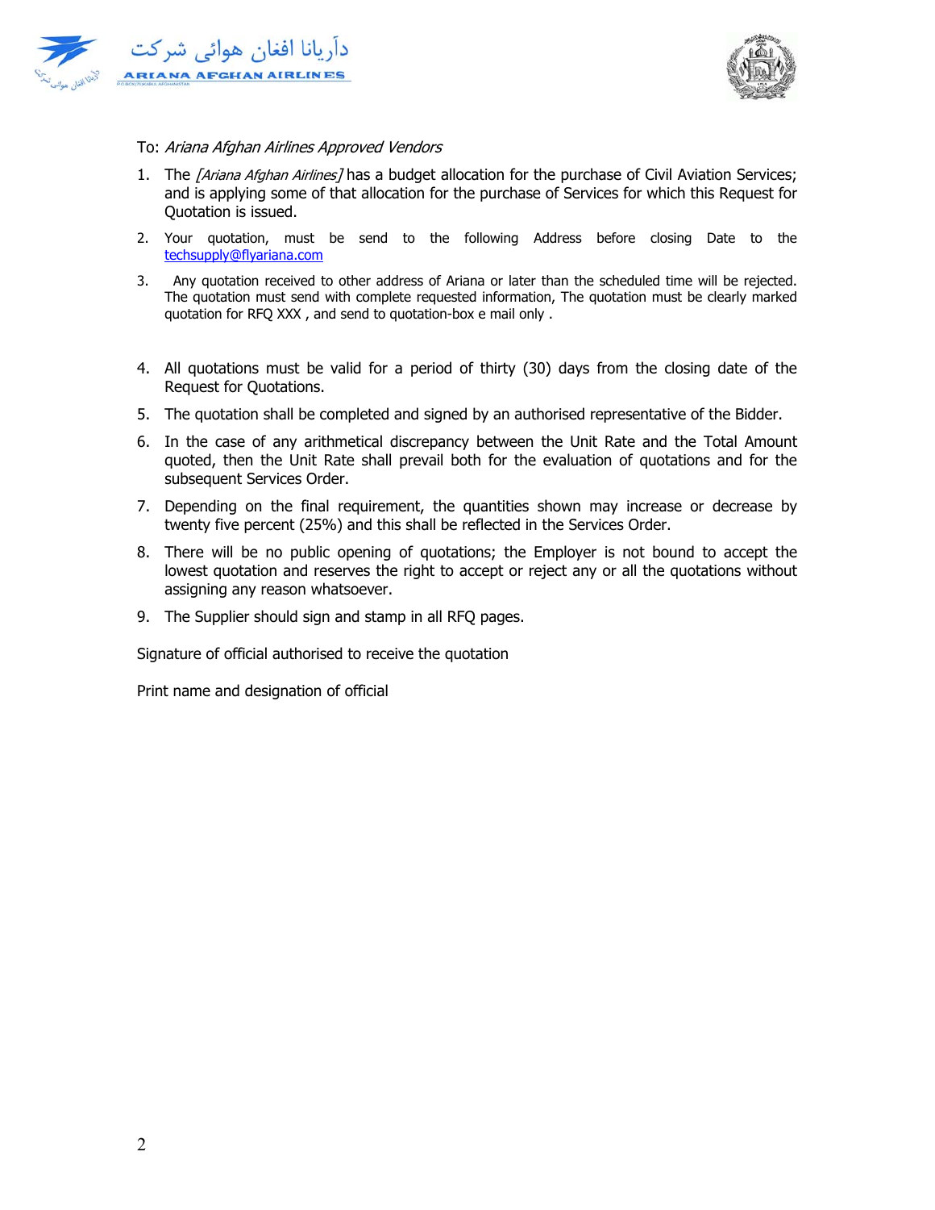دآریانا افغان هوائی شرکت

ARIANA AFGHAN AIRLINES

To: *Ariana Afghan Airlines Approved Vendors*

1. The *[Ariana Afghan Airlines]* has a budget allocation for the purchase of Civil Aviation Services; and is applying some of that allocation for the purchase of Services for which this Request for Quotation is issued.
2. Your quotation, must be send to the following Address before closing Date to the techsupply@flyariana.com
3. Any quotation received to other address of Ariana or later than the scheduled time will be rejected. The quotation must send with complete requested information, The quotation must be clearly marked quotation for RFQ XXX , and send to quotation-box e mail only .
4. All quotations must be valid for a period of thirty (30) days from the closing date of the Request for Quotations.
5. The quotation shall be completed and signed by an authorised representative of the Bidder.
6. In the case of any arithmetical discrepancy between the Unit Rate and the Total Amount quoted, then the Unit Rate shall prevail both for the evaluation of quotations and for the subsequent Services Order.
7. Depending on the final requirement, the quantities shown may increase or decrease by twenty five percent (25%) and this shall be reflected in the Services Order.
8. There will be no public opening of quotations; the Employer is not bound to accept the lowest quotation and reserves the right to accept or reject any or all the quotations without assigning any reason whatsoever.
9. The Supplier should sign and stamp in all RFQ pages.

Signature of official authorised to receive the quotation

Print name and designation of official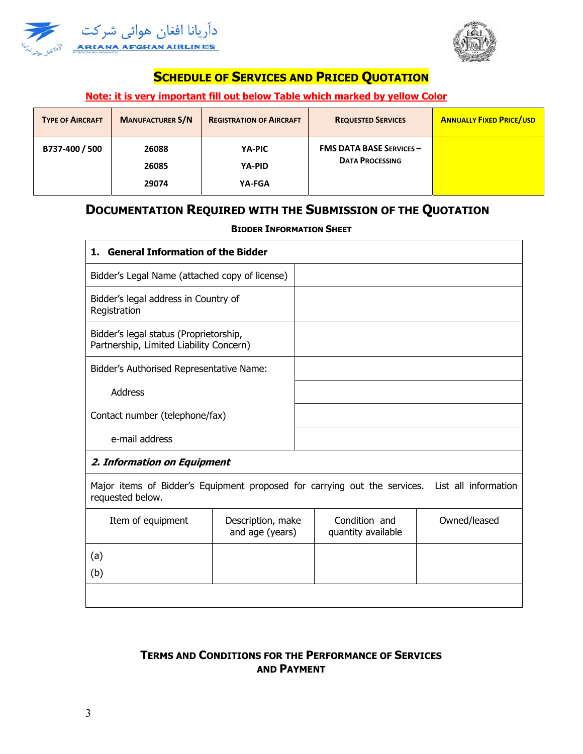دآریانا افغان هوائی شرکت

ARIANA AFGHAN AIRLINES

# SCHEDULE OF SERVICES AND PRICED QUOTATION

**Note: it is very important fill out below Table which marked by yellow Color**

| TYPE OF AIRCRAFT | MANUFACTURER S/N | REGISTRATION OF AIRCRAFT | REQUESTED SERVICES | ANNUALLY FIXED PRICE/USD |
|---|---|---|---|---|
| B737-400 / 500 | 26088<br>26085<br>29074 | YA-PIC<br>YA-PID<br>YA-FGA | FMS DATA BASE SERVICES – DATA PROCESSING | |

## DOCUMENTATION REQUIRED WITH THE SUBMISSION OF THE QUOTATION

### BIDDER INFORMATION SHEET

| **1. General Information of the Bidder** | |
|---|---|
| Bidder's Legal Name (attached copy of license) | |
| Bidder's legal address in Country of Registration | |
| Bidder's legal status (Proprietorship, Partnership, Limited Liability Concern) | |
| Bidder's Authorised Representative Name: | |
| Address | |
| Contact number (telephone/fax) | |
| e-mail address | |

***2. Information on Equipment***

Major items of Bidder's Equipment proposed for carrying out the services. List all information requested below.

| Item of equipment | Description, make and age (years) | Condition and quantity available | Owned/leased |
|---|---|---|---|
| (a)<br>(b) | | | |

### TERMS AND CONDITIONS FOR THE PERFORMANCE OF SERVICES AND PAYMENT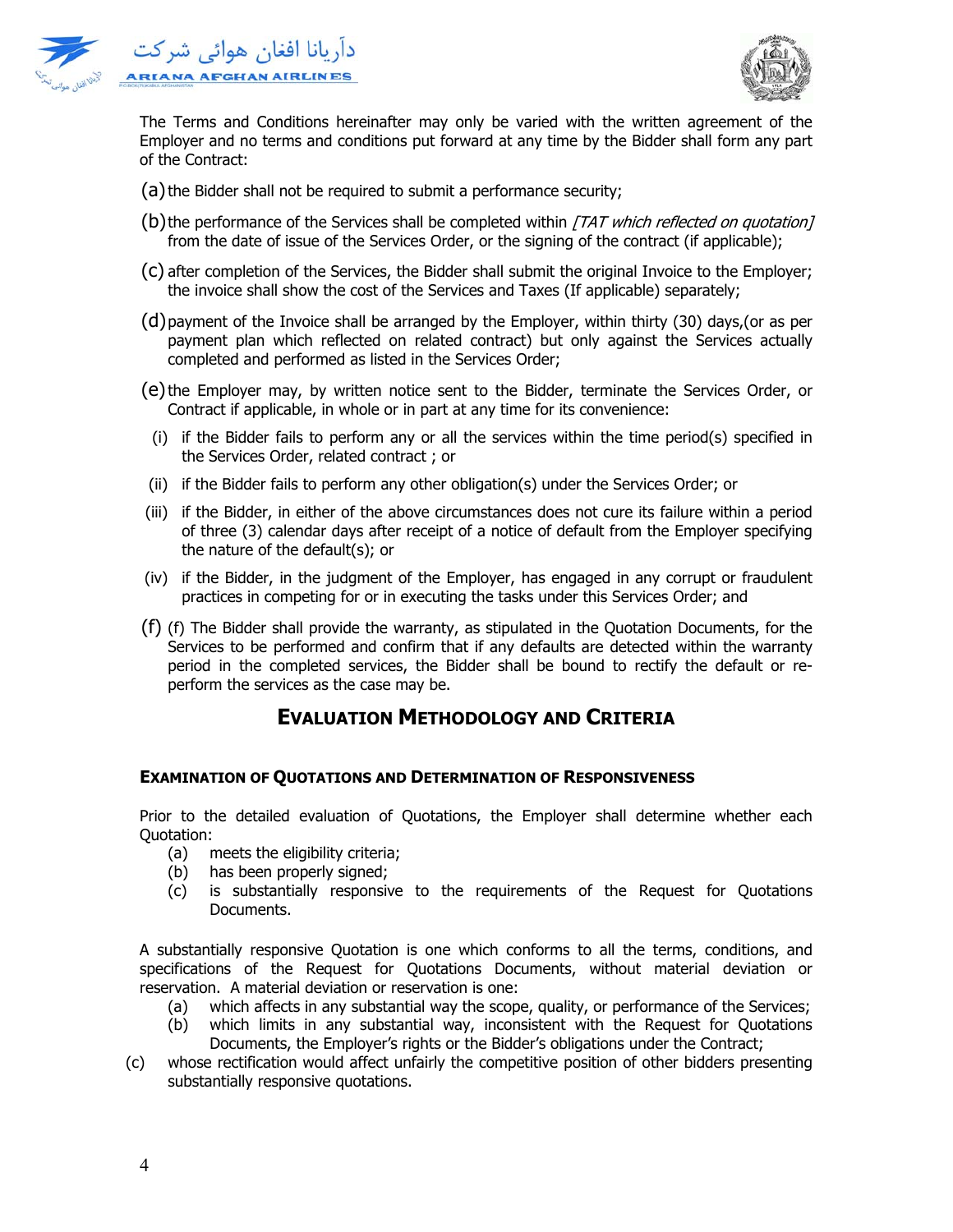The Terms and Conditions hereinafter may only be varied with the written agreement of the Employer and no terms and conditions put forward at any time by the Bidder shall form any part of the Contract:

(a) the Bidder shall not be required to submit a performance security;

(b) the performance of the Services shall be completed within *[TAT which reflected on quotation]* from the date of issue of the Services Order, or the signing of the contract (if applicable);

(c) after completion of the Services, the Bidder shall submit the original Invoice to the Employer; the invoice shall show the cost of the Services and Taxes (If applicable) separately;

(d) payment of the Invoice shall be arranged by the Employer, within thirty (30) days,(or as per payment plan which reflected on related contract) but only against the Services actually completed and performed as listed in the Services Order;

(e) the Employer may, by written notice sent to the Bidder, terminate the Services Order, or Contract if applicable, in whole or in part at any time for its convenience:

(i) if the Bidder fails to perform any or all the services within the time period(s) specified in the Services Order, related contract ; or

(ii) if the Bidder fails to perform any other obligation(s) under the Services Order; or

(iii) if the Bidder, in either of the above circumstances does not cure its failure within a period of three (3) calendar days after receipt of a notice of default from the Employer specifying the nature of the default(s); or

(iv) if the Bidder, in the judgment of the Employer, has engaged in any corrupt or fraudulent practices in competing for or in executing the tasks under this Services Order; and

(f) (f) The Bidder shall provide the warranty, as stipulated in the Quotation Documents, for the Services to be performed and confirm that if any defaults are detected within the warranty period in the completed services, the Bidder shall be bound to rectify the default or re-perform the services as the case may be.

## EVALUATION METHODOLOGY AND CRITERIA

### EXAMINATION OF QUOTATIONS AND DETERMINATION OF RESPONSIVENESS

Prior to the detailed evaluation of Quotations, the Employer shall determine whether each Quotation:

(a) meets the eligibility criteria;
(b) has been properly signed;
(c) is substantially responsive to the requirements of the Request for Quotations Documents.

A substantially responsive Quotation is one which conforms to all the terms, conditions, and specifications of the Request for Quotations Documents, without material deviation or reservation. A material deviation or reservation is one:

(a) which affects in any substantial way the scope, quality, or performance of the Services;
(b) which limits in any substantial way, inconsistent with the Request for Quotations Documents, the Employer's rights or the Bidder's obligations under the Contract;
(c) whose rectification would affect unfairly the competitive position of other bidders presenting substantially responsive quotations.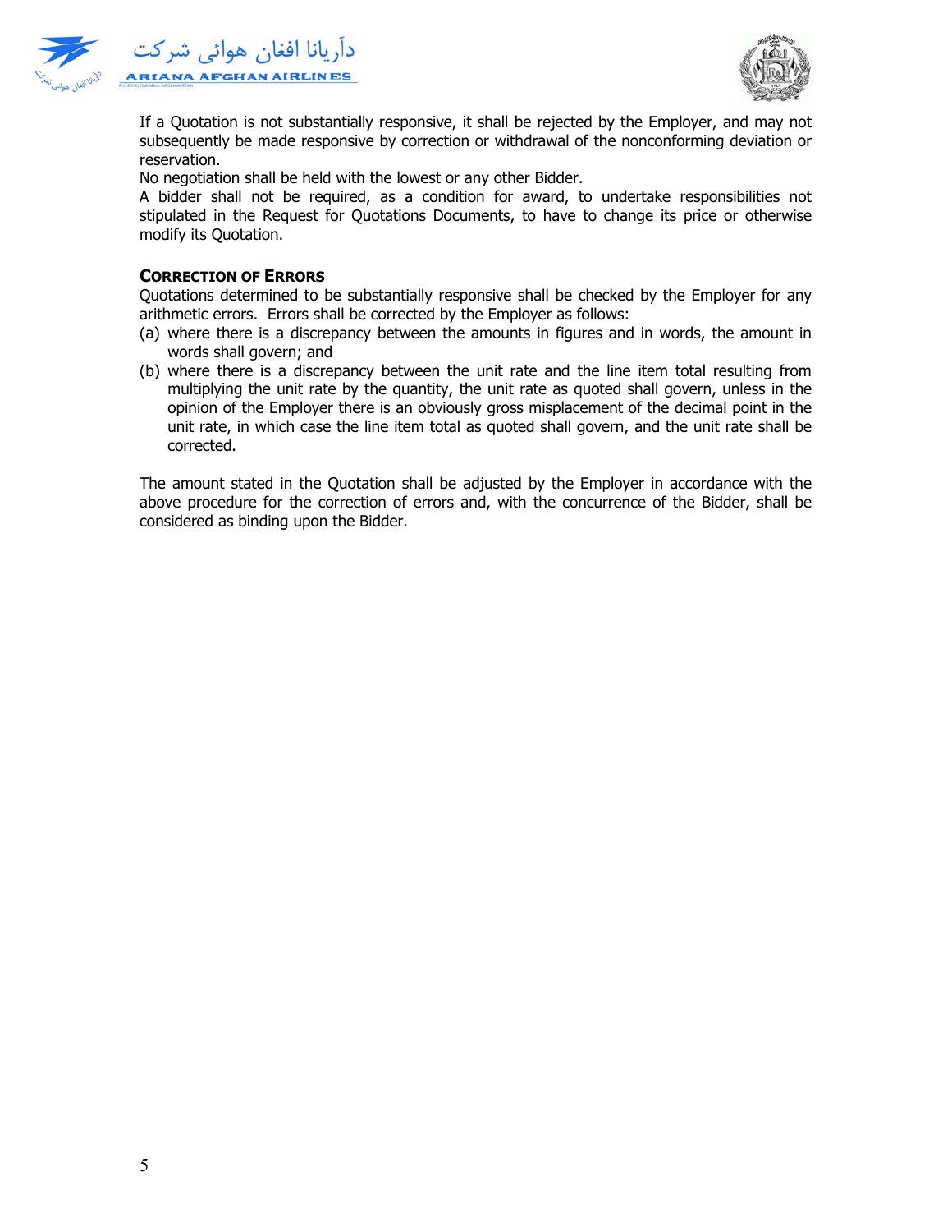If a Quotation is not substantially responsive, it shall be rejected by the Employer, and may not subsequently be made responsive by correction or withdrawal of the nonconforming deviation or reservation.

No negotiation shall be held with the lowest or any other Bidder.

A bidder shall not be required, as a condition for award, to undertake responsibilities not stipulated in the Request for Quotations Documents, to have to change its price or otherwise modify its Quotation.

### CORRECTION OF ERRORS

Quotations determined to be substantially responsive shall be checked by the Employer for any arithmetic errors. Errors shall be corrected by the Employer as follows:

(a) where there is a discrepancy between the amounts in figures and in words, the amount in words shall govern; and

(b) where there is a discrepancy between the unit rate and the line item total resulting from multiplying the unit rate by the quantity, the unit rate as quoted shall govern, unless in the opinion of the Employer there is an obviously gross misplacement of the decimal point in the unit rate, in which case the line item total as quoted shall govern, and the unit rate shall be corrected.

The amount stated in the Quotation shall be adjusted by the Employer in accordance with the above procedure for the correction of errors and, with the concurrence of the Bidder, shall be considered as binding upon the Bidder.